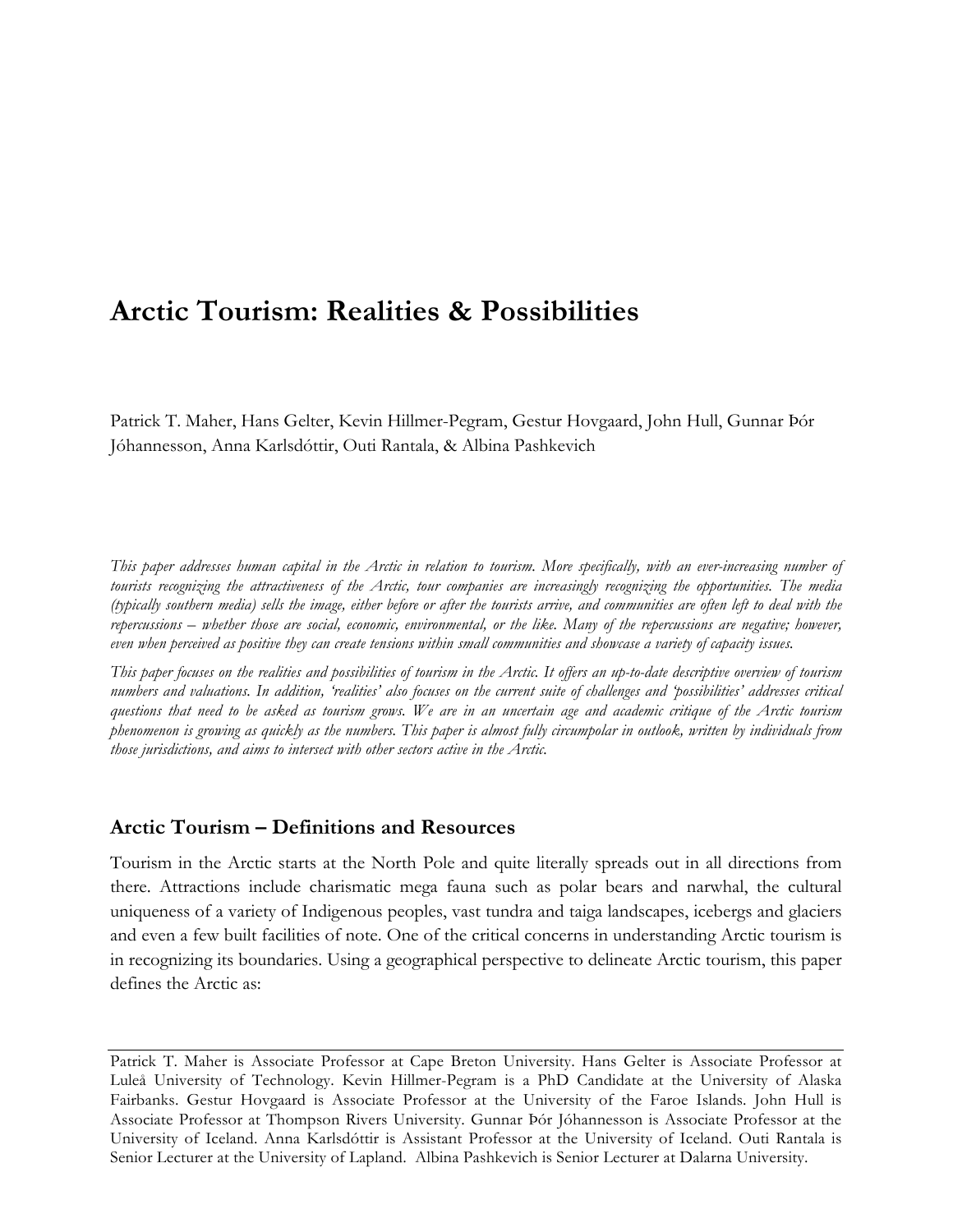# Arctic Tourism: Realities & Possibilities

Patrick T. Maher, Hans Gelter, Kevin Hillmer-Pegram, Gestur Hovgaard, John Hull, Gunnar Þór Jóhannesson, Anna Karlsdóttir, Outi Rantala, & Albina Pashkevich

*This paper addresses human capital in the Arctic in relation to tourism. More specifically, with an ever-increasing number of tourists recognizing the attractiveness of the Arctic, tour companies are increasingly recognizing the opportunities. The media (typically southern media) sells the image, either before or after the tourists arrive, and communities are often left to deal with the repercussions – whether those are social, economic, environmental, or the like. Many of the repercussions are negative; however, even when perceived as positive they can create tensions within small communities and showcase a variety of capacity issues.*

*This paper focuses on the realities and possibilities of tourism in the Arctic. It offers an up-to-date descriptive overview of tourism numbers and valuations. In addition, 'realities' also focuses on the current suite of challenges and 'possibilities' addresses critical questions that need to be asked as tourism grows. We are in an uncertain age and academic critique of the Arctic tourism phenomenon is growing as quickly as the numbers. This paper is almost fully circumpolar in outlook, written by individuals from those jurisdictions, and aims to intersect with other sectors active in the Arctic.*

## Arctic Tourism – Definitions and Resources

Tourism in the Arctic starts at the North Pole and quite literally spreads out in all directions from there. Attractions include charismatic mega fauna such as polar bears and narwhal, the cultural uniqueness of a variety of Indigenous peoples, vast tundra and taiga landscapes, icebergs and glaciers and even a few built facilities of note. One of the critical concerns in understanding Arctic tourism is in recognizing its boundaries. Using a geographical perspective to delineate Arctic tourism, this paper defines the Arctic as:

Patrick T. Maher is Associate Professor at Cape Breton University. Hans Gelter is Associate Professor at Luleå University of Technology. Kevin Hillmer-Pegram is a PhD Candidate at the University of Alaska Fairbanks. Gestur Hovgaard is Associate Professor at the University of the Faroe Islands. John Hull is Associate Professor at Thompson Rivers University. Gunnar Þór Jóhannesson is Associate Professor at the University of Iceland. Anna Karlsdóttir is Assistant Professor at the University of Iceland. Outi Rantala is Senior Lecturer at the University of Lapland. Albina Pashkevich is Senior Lecturer at Dalarna University.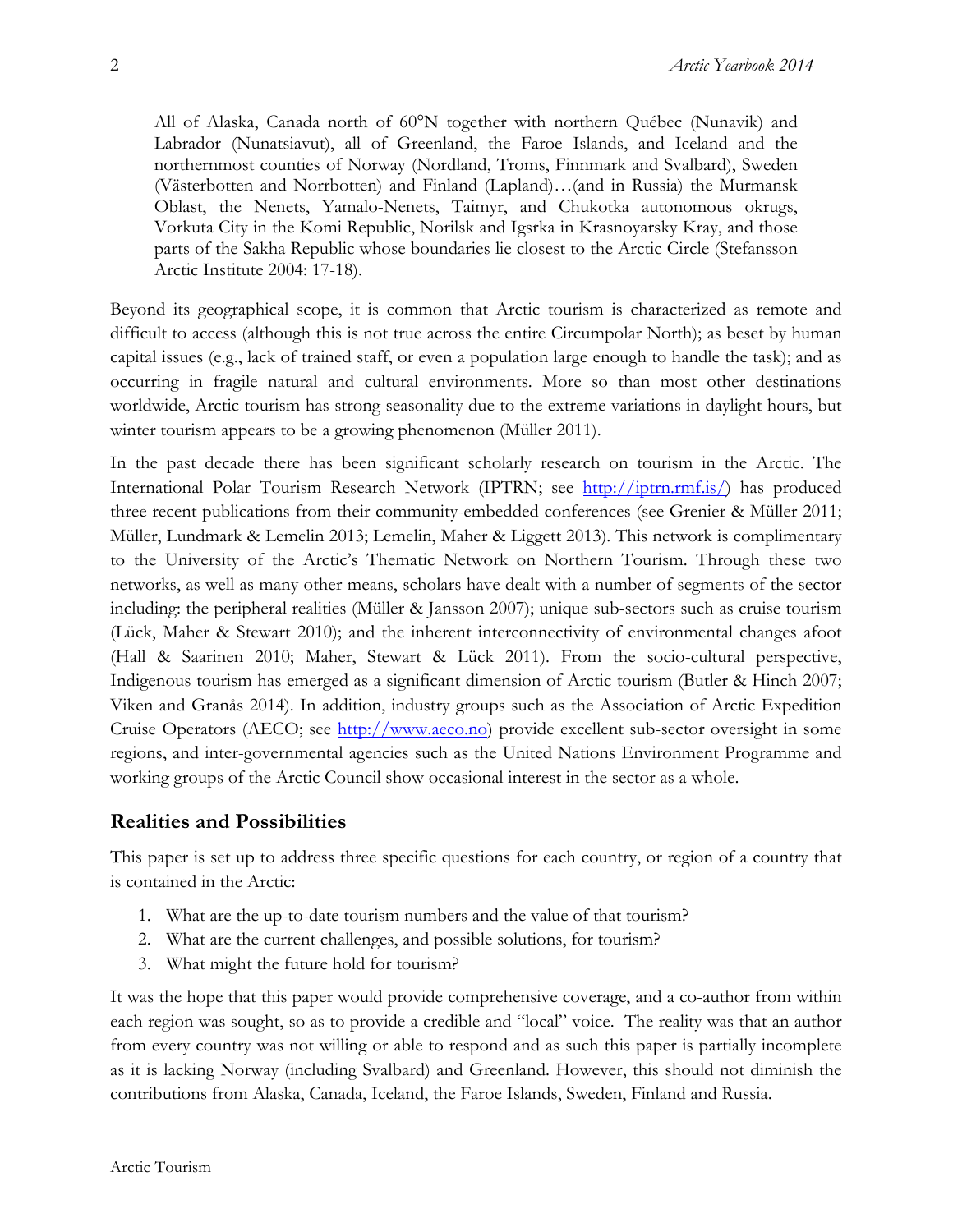> All of Alaska, Canada north of 60°N together with northern Québec (Nunavik) and Labrador (Nunatsiavut), all of Greenland, the Faroe Islands, and Iceland and the northernmost counties of Norway (Nordland, Troms, Finnmark and Svalbard), Sweden (Västerbotten and Norrbotten) and Finland (Lapland)…(and in Russia) the Murmansk Oblast, the Nenets, Yamalo-Nenets, Taimyr, and Chukotka autonomous okrugs, Vorkuta City in the Komi Republic, Norilsk and Igsrka in Krasnoyarsky Kray, and those parts of the Sakha Republic whose boundaries lie closest to the Arctic Circle (Stefansson Arctic Institute 2004: 17-18).

Beyond its geographical scope, it is common that Arctic tourism is characterized as remote and difficult to access (although this is not true across the entire Circumpolar North); as beset by human capital issues (e.g., lack of trained staff, or even a population large enough to handle the task); and as occurring in fragile natural and cultural environments. More so than most other destinations worldwide, Arctic tourism has strong seasonality due to the extreme variations in daylight hours, but winter tourism appears to be a growing phenomenon (Müller 2011).

In the past decade there has been significant scholarly research on tourism in the Arctic. The International Polar Tourism Research Network (IPTRN; see http://iptrn.rmf.is/) has produced three recent publications from their community-embedded conferences (see Grenier & Müller 2011; Müller, Lundmark & Lemelin 2013; Lemelin, Maher & Liggett 2013). This network is complimentary to the University of the Arctic's Thematic Network on Northern Tourism. Through these two networks, as well as many other means, scholars have dealt with a number of segments of the sector including: the peripheral realities (Müller & Jansson 2007); unique sub-sectors such as cruise tourism (Lück, Maher & Stewart 2010); and the inherent interconnectivity of environmental changes afoot (Hall & Saarinen 2010; Maher, Stewart & Lück 2011). From the socio-cultural perspective, Indigenous tourism has emerged as a significant dimension of Arctic tourism (Butler & Hinch 2007; Viken and Granås 2014). In addition, industry groups such as the Association of Arctic Expedition Cruise Operators (AECO; see http://www.aeco.no) provide excellent sub-sector oversight in some regions, and inter-governmental agencies such as the United Nations Environment Programme and working groups of the Arctic Council show occasional interest in the sector as a whole.

## Realities and Possibilities

This paper is set up to address three specific questions for each country, or region of a country that is contained in the Arctic:

1. What are the up-to-date tourism numbers and the value of that tourism?
2. What are the current challenges, and possible solutions, for tourism?
3. What might the future hold for tourism?

It was the hope that this paper would provide comprehensive coverage, and a co-author from within each region was sought, so as to provide a credible and "local" voice. The reality was that an author from every country was not willing or able to respond and as such this paper is partially incomplete as it is lacking Norway (including Svalbard) and Greenland. However, this should not diminish the contributions from Alaska, Canada, Iceland, the Faroe Islands, Sweden, Finland and Russia.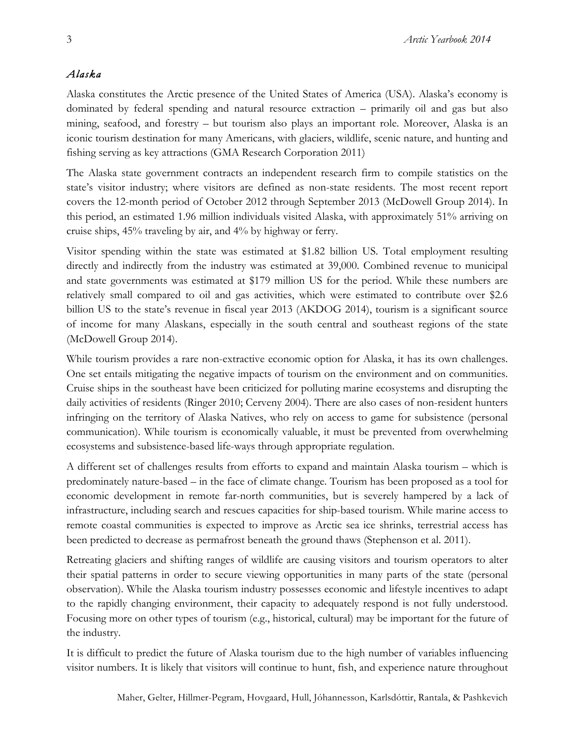### *Alaska*

Alaska constitutes the Arctic presence of the United States of America (USA). Alaska's economy is dominated by federal spending and natural resource extraction – primarily oil and gas but also mining, seafood, and forestry – but tourism also plays an important role. Moreover, Alaska is an iconic tourism destination for many Americans, with glaciers, wildlife, scenic nature, and hunting and fishing serving as key attractions (GMA Research Corporation 2011)

The Alaska state government contracts an independent research firm to compile statistics on the state's visitor industry; where visitors are defined as non-state residents. The most recent report covers the 12-month period of October 2012 through September 2013 (McDowell Group 2014). In this period, an estimated 1.96 million individuals visited Alaska, with approximately 51% arriving on cruise ships, 45% traveling by air, and 4% by highway or ferry.

Visitor spending within the state was estimated at $1.82 billion US. Total employment resulting directly and indirectly from the industry was estimated at 39,000. Combined revenue to municipal and state governments was estimated at $179 million US for the period. While these numbers are relatively small compared to oil and gas activities, which were estimated to contribute over $2.6 billion US to the state's revenue in fiscal year 2013 (AKDOG 2014), tourism is a significant source of income for many Alaskans, especially in the south central and southeast regions of the state (McDowell Group 2014).

While tourism provides a rare non-extractive economic option for Alaska, it has its own challenges. One set entails mitigating the negative impacts of tourism on the environment and on communities. Cruise ships in the southeast have been criticized for polluting marine ecosystems and disrupting the daily activities of residents (Ringer 2010; Cerveny 2004). There are also cases of non-resident hunters infringing on the territory of Alaska Natives, who rely on access to game for subsistence (personal communication). While tourism is economically valuable, it must be prevented from overwhelming ecosystems and subsistence-based life-ways through appropriate regulation.

A different set of challenges results from efforts to expand and maintain Alaska tourism – which is predominately nature-based – in the face of climate change. Tourism has been proposed as a tool for economic development in remote far-north communities, but is severely hampered by a lack of infrastructure, including search and rescues capacities for ship-based tourism. While marine access to remote coastal communities is expected to improve as Arctic sea ice shrinks, terrestrial access has been predicted to decrease as permafrost beneath the ground thaws (Stephenson et al. 2011).

Retreating glaciers and shifting ranges of wildlife are causing visitors and tourism operators to alter their spatial patterns in order to secure viewing opportunities in many parts of the state (personal observation). While the Alaska tourism industry possesses economic and lifestyle incentives to adapt to the rapidly changing environment, their capacity to adequately respond is not fully understood. Focusing more on other types of tourism (e.g., historical, cultural) may be important for the future of the industry.

It is difficult to predict the future of Alaska tourism due to the high number of variables influencing visitor numbers. It is likely that visitors will continue to hunt, fish, and experience nature throughout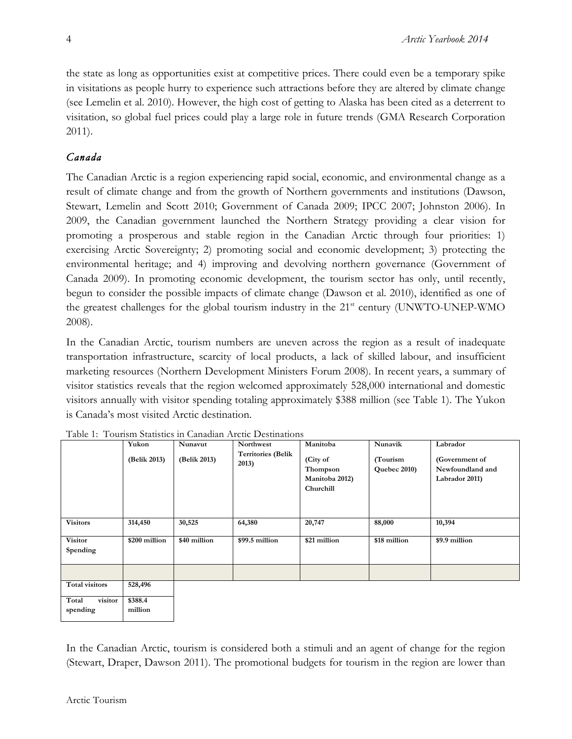the state as long as opportunities exist at competitive prices. There could even be a temporary spike in visitations as people hurry to experience such attractions before they are altered by climate change (see Lemelin et al. 2010). However, the high cost of getting to Alaska has been cited as a deterrent to visitation, so global fuel prices could play a large role in future trends (GMA Research Corporation 2011).

## *Canada*

The Canadian Arctic is a region experiencing rapid social, economic, and environmental change as a result of climate change and from the growth of Northern governments and institutions (Dawson, Stewart, Lemelin and Scott 2010; Government of Canada 2009; IPCC 2007; Johnston 2006). In 2009, the Canadian government launched the Northern Strategy providing a clear vision for promoting a prosperous and stable region in the Canadian Arctic through four priorities: 1) exercising Arctic Sovereignty; 2) promoting social and economic development; 3) protecting the environmental heritage; and 4) improving and devolving northern governance (Government of Canada 2009). In promoting economic development, the tourism sector has only, until recently, begun to consider the possible impacts of climate change (Dawson et al. 2010), identified as one of the greatest challenges for the global tourism industry in the 21st century (UNWTO-UNEP-WMO 2008).

In the Canadian Arctic, tourism numbers are uneven across the region as a result of inadequate transportation infrastructure, scarcity of local products, a lack of skilled labour, and insufficient marketing resources (Northern Development Ministers Forum 2008). In recent years, a summary of visitor statistics reveals that the region welcomed approximately 528,000 international and domestic visitors annually with visitor spending totaling approximately $388 million (see Table 1). The Yukon is Canada's most visited Arctic destination.

Table 1: Tourism Statistics in Canadian Arctic Destinations

| | **Yukon (Belik 2013)** | **Nunavut (Belik 2013)** | **Northwest Territories (Belik 2013)** | **Manitoba (City of Thompson Manitoba 2012) Churchill** | **Nunavik (Tourism Quebec 2010)** | **Labrador (Government of Newfoundland and Labrador 2011)** |
|---|---|---|---|---|---|---|
| **Visitors** | **314,450** | **30,525** | **64,380** | **20,747** | **88,000** | **10,394** |
| **Visitor Spending** | **$200 million** | **$40 million** | **$99.5 million** | **$21 million** | **$18 million** | **$9.9 million** |
| | | | | | | |
| **Total visitors** | **528,496** | | | | | |
| **Total visitor spending** | **$388.4 million** | | | | | |

In the Canadian Arctic, tourism is considered both a stimuli and an agent of change for the region (Stewart, Draper, Dawson 2011). The promotional budgets for tourism in the region are lower than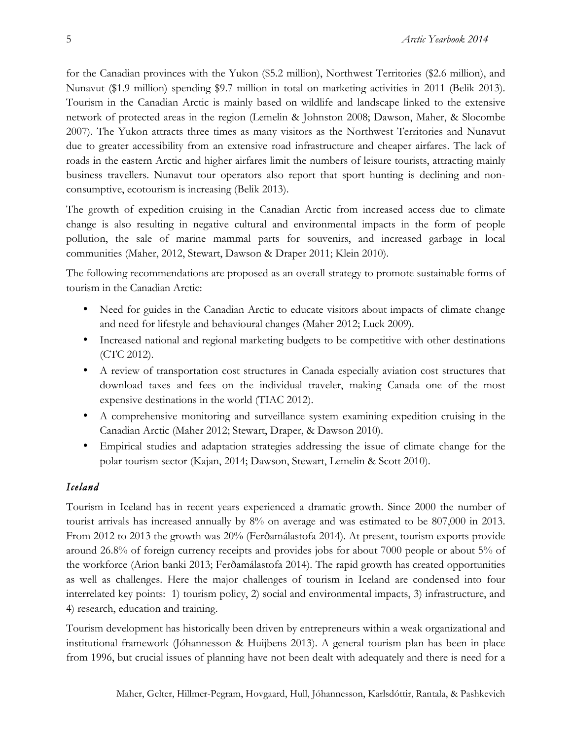for the Canadian provinces with the Yukon ($5.2 million), Northwest Territories ($2.6 million), and Nunavut ($1.9 million) spending $9.7 million in total on marketing activities in 2011 (Belik 2013). Tourism in the Canadian Arctic is mainly based on wildlife and landscape linked to the extensive network of protected areas in the region (Lemelin & Johnston 2008; Dawson, Maher, & Slocombe 2007). The Yukon attracts three times as many visitors as the Northwest Territories and Nunavut due to greater accessibility from an extensive road infrastructure and cheaper airfares. The lack of roads in the eastern Arctic and higher airfares limit the numbers of leisure tourists, attracting mainly business travellers. Nunavut tour operators also report that sport hunting is declining and non-consumptive, ecotourism is increasing (Belik 2013).

The growth of expedition cruising in the Canadian Arctic from increased access due to climate change is also resulting in negative cultural and environmental impacts in the form of people pollution, the sale of marine mammal parts for souvenirs, and increased garbage in local communities (Maher, 2012, Stewart, Dawson & Draper 2011; Klein 2010).

The following recommendations are proposed as an overall strategy to promote sustainable forms of tourism in the Canadian Arctic:

- Need for guides in the Canadian Arctic to educate visitors about impacts of climate change and need for lifestyle and behavioural changes (Maher 2012; Luck 2009).
- Increased national and regional marketing budgets to be competitive with other destinations (CTC 2012).
- A review of transportation cost structures in Canada especially aviation cost structures that download taxes and fees on the individual traveler, making Canada one of the most expensive destinations in the world (TIAC 2012).
- A comprehensive monitoring and surveillance system examining expedition cruising in the Canadian Arctic (Maher 2012; Stewart, Draper, & Dawson 2010).
- Empirical studies and adaptation strategies addressing the issue of climate change for the polar tourism sector (Kajan, 2014; Dawson, Stewart, Lemelin & Scott 2010).

### *Iceland*

Tourism in Iceland has in recent years experienced a dramatic growth. Since 2000 the number of tourist arrivals has increased annually by 8% on average and was estimated to be 807,000 in 2013. From 2012 to 2013 the growth was 20% (Ferðamálastofa 2014). At present, tourism exports provide around 26.8% of foreign currency receipts and provides jobs for about 7000 people or about 5% of the workforce (Arion banki 2013; Ferðamálastofa 2014). The rapid growth has created opportunities as well as challenges. Here the major challenges of tourism in Iceland are condensed into four interrelated key points: 1) tourism policy, 2) social and environmental impacts, 3) infrastructure, and 4) research, education and training.

Tourism development has historically been driven by entrepreneurs within a weak organizational and institutional framework (Jóhannesson & Huijbens 2013). A general tourism plan has been in place from 1996, but crucial issues of planning have not been dealt with adequately and there is need for a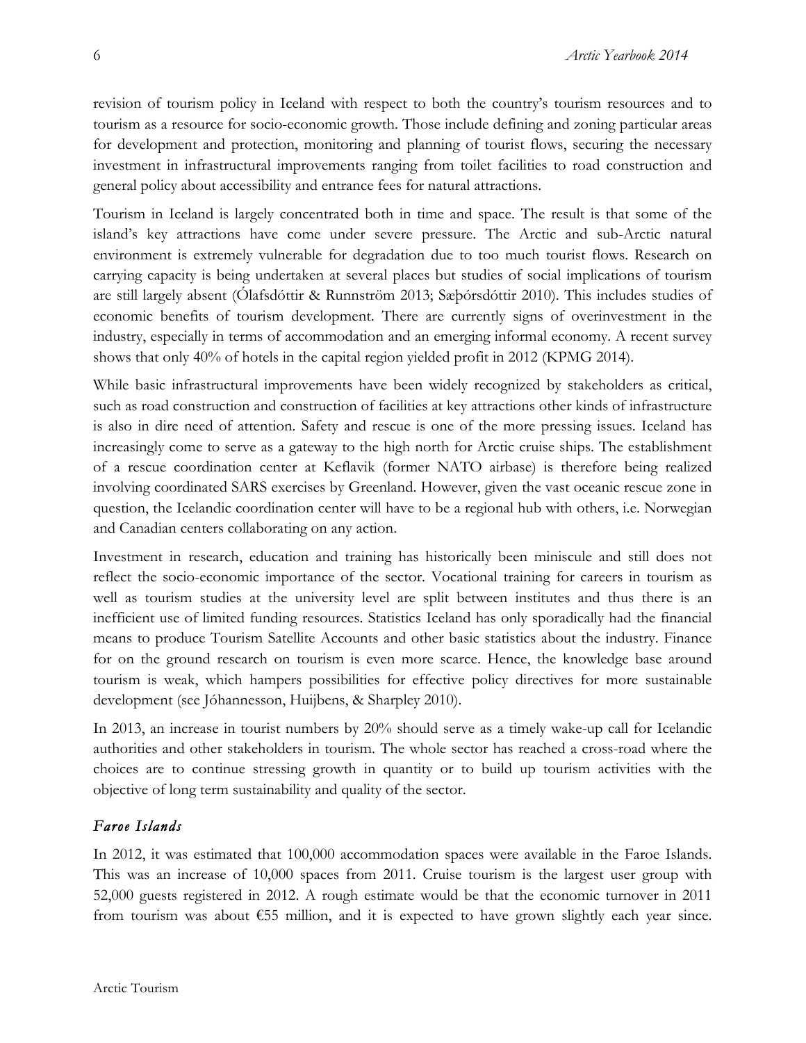revision of tourism policy in Iceland with respect to both the country's tourism resources and to tourism as a resource for socio-economic growth. Those include defining and zoning particular areas for development and protection, monitoring and planning of tourist flows, securing the necessary investment in infrastructural improvements ranging from toilet facilities to road construction and general policy about accessibility and entrance fees for natural attractions.

Tourism in Iceland is largely concentrated both in time and space. The result is that some of the island's key attractions have come under severe pressure. The Arctic and sub-Arctic natural environment is extremely vulnerable for degradation due to too much tourist flows. Research on carrying capacity is being undertaken at several places but studies of social implications of tourism are still largely absent (Ólafsdóttir & Runnström 2013; Sæþórsdóttir 2010). This includes studies of economic benefits of tourism development. There are currently signs of overinvestment in the industry, especially in terms of accommodation and an emerging informal economy. A recent survey shows that only 40% of hotels in the capital region yielded profit in 2012 (KPMG 2014).

While basic infrastructural improvements have been widely recognized by stakeholders as critical, such as road construction and construction of facilities at key attractions other kinds of infrastructure is also in dire need of attention. Safety and rescue is one of the more pressing issues. Iceland has increasingly come to serve as a gateway to the high north for Arctic cruise ships. The establishment of a rescue coordination center at Keflavik (former NATO airbase) is therefore being realized involving coordinated SARS exercises by Greenland. However, given the vast oceanic rescue zone in question, the Icelandic coordination center will have to be a regional hub with others, i.e. Norwegian and Canadian centers collaborating on any action.

Investment in research, education and training has historically been miniscule and still does not reflect the socio-economic importance of the sector. Vocational training for careers in tourism as well as tourism studies at the university level are split between institutes and thus there is an inefficient use of limited funding resources. Statistics Iceland has only sporadically had the financial means to produce Tourism Satellite Accounts and other basic statistics about the industry. Finance for on the ground research on tourism is even more scarce. Hence, the knowledge base around tourism is weak, which hampers possibilities for effective policy directives for more sustainable development (see Jóhannesson, Huijbens, & Sharpley 2010).

In 2013, an increase in tourist numbers by 20% should serve as a timely wake-up call for Icelandic authorities and other stakeholders in tourism. The whole sector has reached a cross-road where the choices are to continue stressing growth in quantity or to build up tourism activities with the objective of long term sustainability and quality of the sector.

### *Faroe Islands*

In 2012, it was estimated that 100,000 accommodation spaces were available in the Faroe Islands. This was an increase of 10,000 spaces from 2011. Cruise tourism is the largest user group with 52,000 guests registered in 2012. A rough estimate would be that the economic turnover in 2011 from tourism was about €55 million, and it is expected to have grown slightly each year since.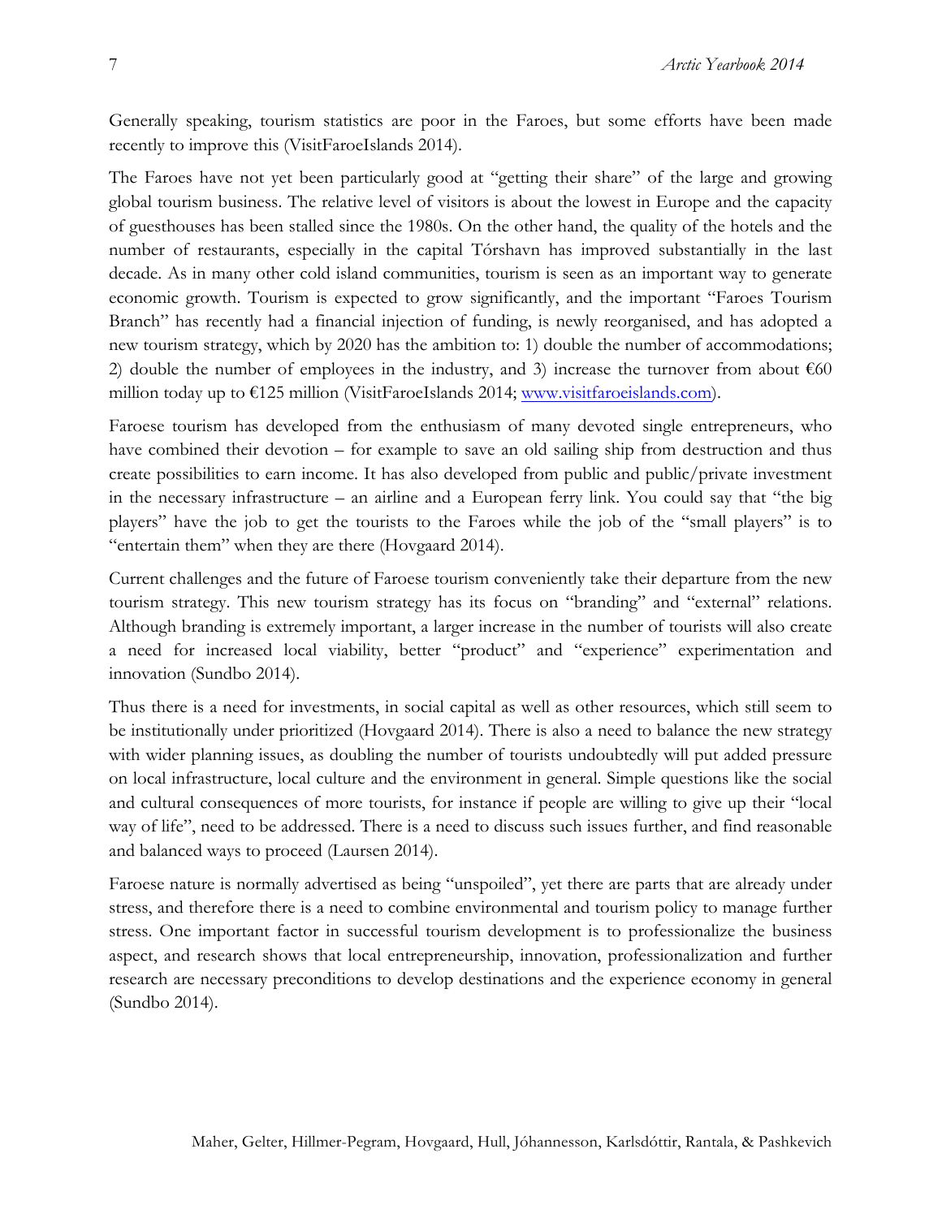Generally speaking, tourism statistics are poor in the Faroes, but some efforts have been made recently to improve this (VisitFaroeIslands 2014).

The Faroes have not yet been particularly good at "getting their share" of the large and growing global tourism business. The relative level of visitors is about the lowest in Europe and the capacity of guesthouses has been stalled since the 1980s. On the other hand, the quality of the hotels and the number of restaurants, especially in the capital Tórshavn has improved substantially in the last decade. As in many other cold island communities, tourism is seen as an important way to generate economic growth. Tourism is expected to grow significantly, and the important "Faroes Tourism Branch" has recently had a financial injection of funding, is newly reorganised, and has adopted a new tourism strategy, which by 2020 has the ambition to: 1) double the number of accommodations; 2) double the number of employees in the industry, and 3) increase the turnover from about €60 million today up to €125 million (VisitFaroeIslands 2014; www.visitfaroeislands.com).

Faroese tourism has developed from the enthusiasm of many devoted single entrepreneurs, who have combined their devotion – for example to save an old sailing ship from destruction and thus create possibilities to earn income. It has also developed from public and public/private investment in the necessary infrastructure – an airline and a European ferry link. You could say that "the big players" have the job to get the tourists to the Faroes while the job of the "small players" is to "entertain them" when they are there (Hovgaard 2014).

Current challenges and the future of Faroese tourism conveniently take their departure from the new tourism strategy. This new tourism strategy has its focus on "branding" and "external" relations. Although branding is extremely important, a larger increase in the number of tourists will also create a need for increased local viability, better "product" and "experience" experimentation and innovation (Sundbo 2014).

Thus there is a need for investments, in social capital as well as other resources, which still seem to be institutionally under prioritized (Hovgaard 2014). There is also a need to balance the new strategy with wider planning issues, as doubling the number of tourists undoubtedly will put added pressure on local infrastructure, local culture and the environment in general. Simple questions like the social and cultural consequences of more tourists, for instance if people are willing to give up their "local way of life", need to be addressed. There is a need to discuss such issues further, and find reasonable and balanced ways to proceed (Laursen 2014).

Faroese nature is normally advertised as being "unspoiled", yet there are parts that are already under stress, and therefore there is a need to combine environmental and tourism policy to manage further stress. One important factor in successful tourism development is to professionalize the business aspect, and research shows that local entrepreneurship, innovation, professionalization and further research are necessary preconditions to develop destinations and the experience economy in general (Sundbo 2014).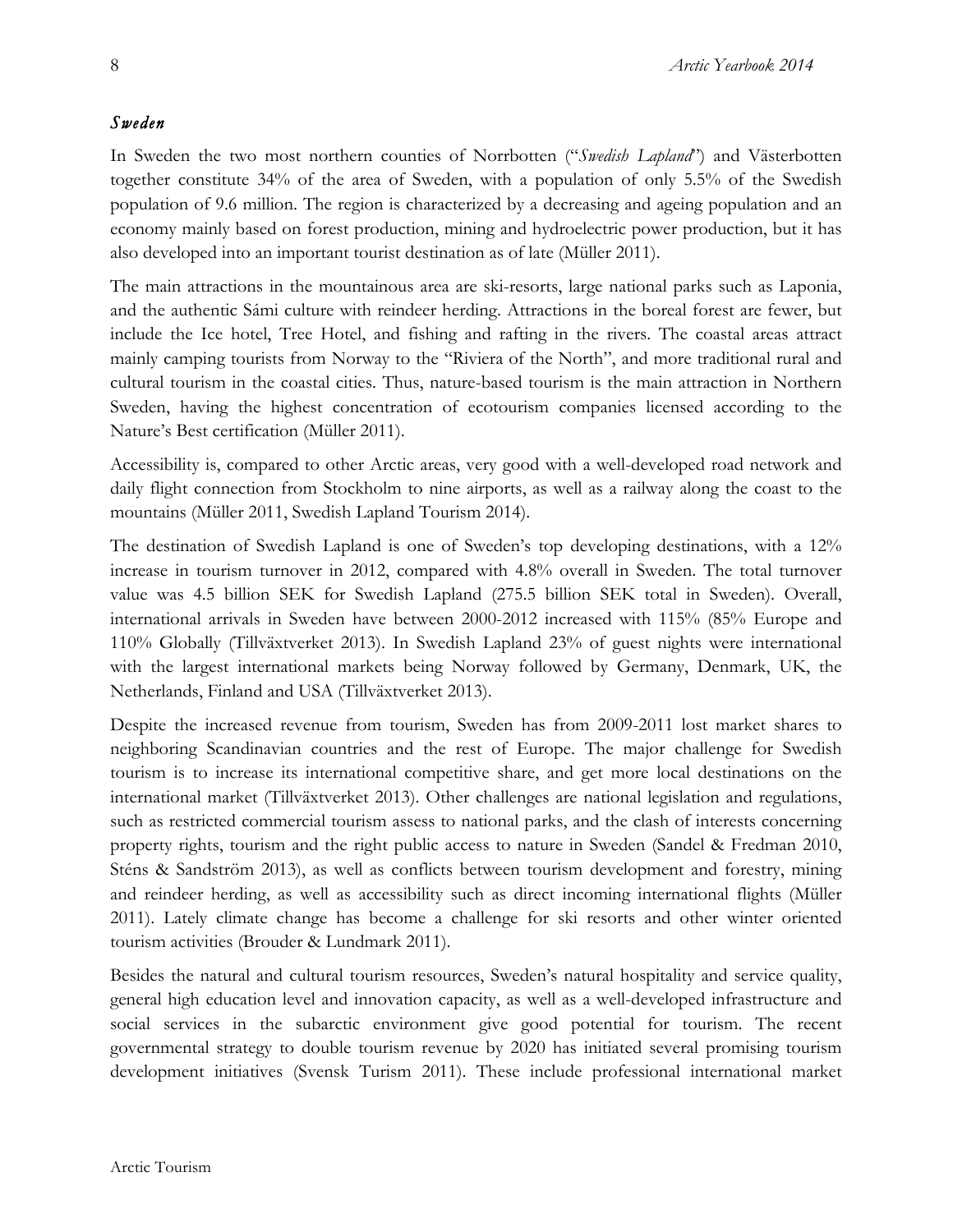### *Sweden*

In Sweden the two most northern counties of Norrbotten ("*Swedish Lapland*") and Västerbotten together constitute 34% of the area of Sweden, with a population of only 5.5% of the Swedish population of 9.6 million. The region is characterized by a decreasing and ageing population and an economy mainly based on forest production, mining and hydroelectric power production, but it has also developed into an important tourist destination as of late (Müller 2011).

The main attractions in the mountainous area are ski-resorts, large national parks such as Laponia, and the authentic Sámi culture with reindeer herding. Attractions in the boreal forest are fewer, but include the Ice hotel, Tree Hotel, and fishing and rafting in the rivers. The coastal areas attract mainly camping tourists from Norway to the "Riviera of the North", and more traditional rural and cultural tourism in the coastal cities. Thus, nature-based tourism is the main attraction in Northern Sweden, having the highest concentration of ecotourism companies licensed according to the Nature's Best certification (Müller 2011).

Accessibility is, compared to other Arctic areas, very good with a well-developed road network and daily flight connection from Stockholm to nine airports, as well as a railway along the coast to the mountains (Müller 2011, Swedish Lapland Tourism 2014).

The destination of Swedish Lapland is one of Sweden's top developing destinations, with a 12% increase in tourism turnover in 2012, compared with 4.8% overall in Sweden. The total turnover value was 4.5 billion SEK for Swedish Lapland (275.5 billion SEK total in Sweden). Overall, international arrivals in Sweden have between 2000-2012 increased with 115% (85% Europe and 110% Globally (Tillväxtverket 2013). In Swedish Lapland 23% of guest nights were international with the largest international markets being Norway followed by Germany, Denmark, UK, the Netherlands, Finland and USA (Tillväxtverket 2013).

Despite the increased revenue from tourism, Sweden has from 2009-2011 lost market shares to neighboring Scandinavian countries and the rest of Europe. The major challenge for Swedish tourism is to increase its international competitive share, and get more local destinations on the international market (Tillväxtverket 2013). Other challenges are national legislation and regulations, such as restricted commercial tourism assess to national parks, and the clash of interests concerning property rights, tourism and the right public access to nature in Sweden (Sandel & Fredman 2010, Sténs & Sandström 2013), as well as conflicts between tourism development and forestry, mining and reindeer herding, as well as accessibility such as direct incoming international flights (Müller 2011). Lately climate change has become a challenge for ski resorts and other winter oriented tourism activities (Brouder & Lundmark 2011).

Besides the natural and cultural tourism resources, Sweden's natural hospitality and service quality, general high education level and innovation capacity, as well as a well-developed infrastructure and social services in the subarctic environment give good potential for tourism. The recent governmental strategy to double tourism revenue by 2020 has initiated several promising tourism development initiatives (Svensk Turism 2011). These include professional international market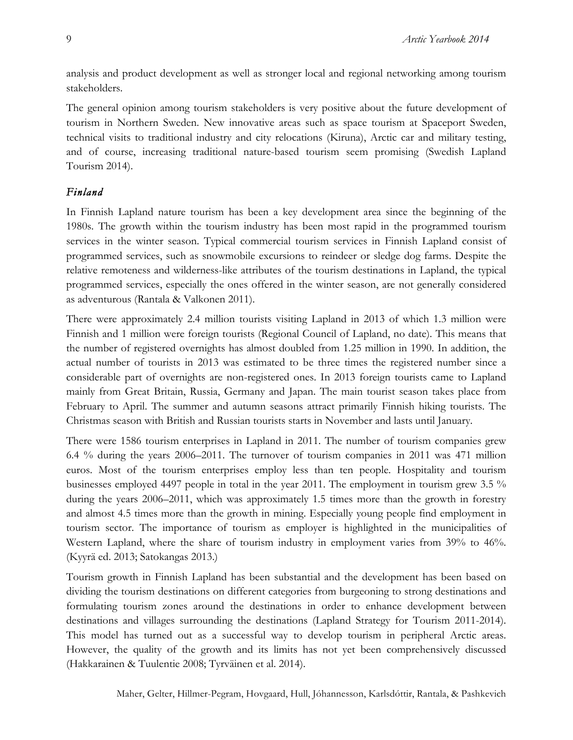analysis and product development as well as stronger local and regional networking among tourism stakeholders.

The general opinion among tourism stakeholders is very positive about the future development of tourism in Northern Sweden. New innovative areas such as space tourism at Spaceport Sweden, technical visits to traditional industry and city relocations (Kiruna), Arctic car and military testing, and of course, increasing traditional nature-based tourism seem promising (Swedish Lapland Tourism 2014).

### *Finland*

In Finnish Lapland nature tourism has been a key development area since the beginning of the 1980s. The growth within the tourism industry has been most rapid in the programmed tourism services in the winter season. Typical commercial tourism services in Finnish Lapland consist of programmed services, such as snowmobile excursions to reindeer or sledge dog farms. Despite the relative remoteness and wilderness-like attributes of the tourism destinations in Lapland, the typical programmed services, especially the ones offered in the winter season, are not generally considered as adventurous (Rantala & Valkonen 2011).

There were approximately 2.4 million tourists visiting Lapland in 2013 of which 1.3 million were Finnish and 1 million were foreign tourists (Regional Council of Lapland, no date). This means that the number of registered overnights has almost doubled from 1.25 million in 1990. In addition, the actual number of tourists in 2013 was estimated to be three times the registered number since a considerable part of overnights are non-registered ones. In 2013 foreign tourists came to Lapland mainly from Great Britain, Russia, Germany and Japan. The main tourist season takes place from February to April. The summer and autumn seasons attract primarily Finnish hiking tourists. The Christmas season with British and Russian tourists starts in November and lasts until January.

There were 1586 tourism enterprises in Lapland in 2011. The number of tourism companies grew 6.4 % during the years 2006–2011. The turnover of tourism companies in 2011 was 471 million euros. Most of the tourism enterprises employ less than ten people. Hospitality and tourism businesses employed 4497 people in total in the year 2011. The employment in tourism grew 3.5 % during the years 2006–2011, which was approximately 1.5 times more than the growth in forestry and almost 4.5 times more than the growth in mining. Especially young people find employment in tourism sector. The importance of tourism as employer is highlighted in the municipalities of Western Lapland, where the share of tourism industry in employment varies from 39% to 46%. (Kyyrä ed. 2013; Satokangas 2013.)

Tourism growth in Finnish Lapland has been substantial and the development has been based on dividing the tourism destinations on different categories from burgeoning to strong destinations and formulating tourism zones around the destinations in order to enhance development between destinations and villages surrounding the destinations (Lapland Strategy for Tourism 2011-2014). This model has turned out as a successful way to develop tourism in peripheral Arctic areas. However, the quality of the growth and its limits has not yet been comprehensively discussed (Hakkarainen & Tuulentie 2008; Tyrväinen et al. 2014).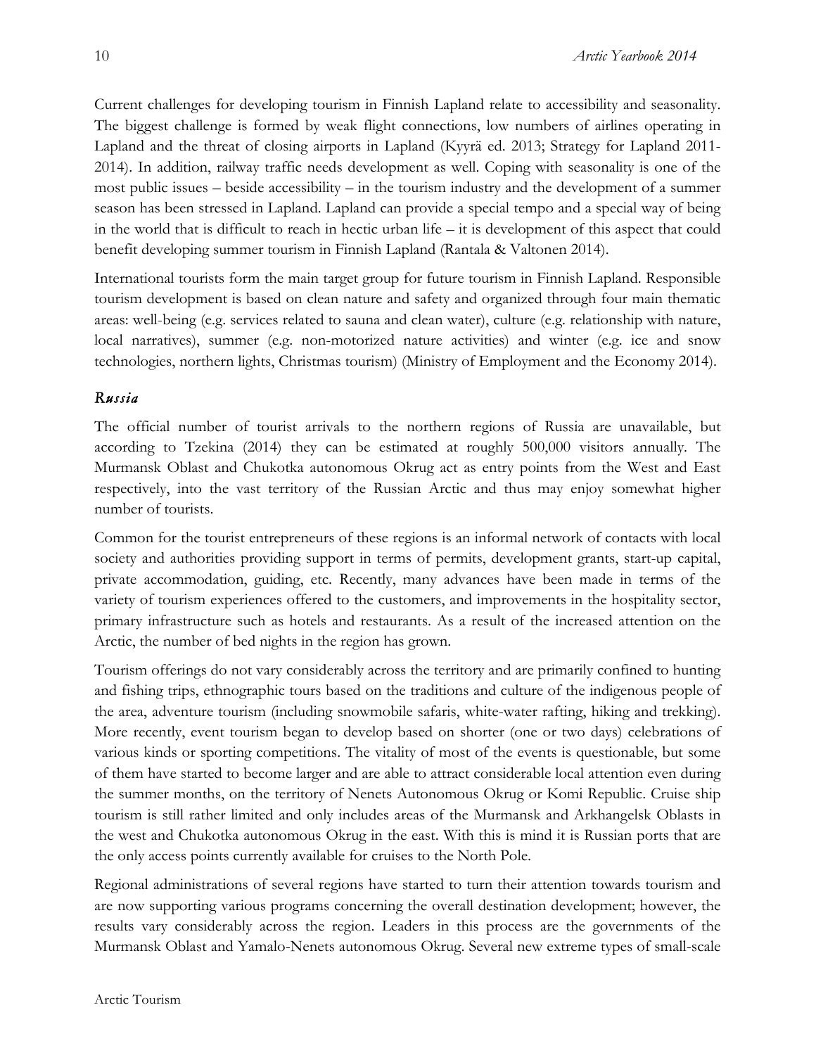Current challenges for developing tourism in Finnish Lapland relate to accessibility and seasonality. The biggest challenge is formed by weak flight connections, low numbers of airlines operating in Lapland and the threat of closing airports in Lapland (Kyyrä ed. 2013; Strategy for Lapland 2011-2014). In addition, railway traffic needs development as well. Coping with seasonality is one of the most public issues – beside accessibility – in the tourism industry and the development of a summer season has been stressed in Lapland. Lapland can provide a special tempo and a special way of being in the world that is difficult to reach in hectic urban life – it is development of this aspect that could benefit developing summer tourism in Finnish Lapland (Rantala & Valtonen 2014).

International tourists form the main target group for future tourism in Finnish Lapland. Responsible tourism development is based on clean nature and safety and organized through four main thematic areas: well-being (e.g. services related to sauna and clean water), culture (e.g. relationship with nature, local narratives), summer (e.g. non-motorized nature activities) and winter (e.g. ice and snow technologies, northern lights, Christmas tourism) (Ministry of Employment and the Economy 2014).

### *Russia*

The official number of tourist arrivals to the northern regions of Russia are unavailable, but according to Tzekina (2014) they can be estimated at roughly 500,000 visitors annually. The Murmansk Oblast and Chukotka autonomous Okrug act as entry points from the West and East respectively, into the vast territory of the Russian Arctic and thus may enjoy somewhat higher number of tourists.

Common for the tourist entrepreneurs of these regions is an informal network of contacts with local society and authorities providing support in terms of permits, development grants, start-up capital, private accommodation, guiding, etc. Recently, many advances have been made in terms of the variety of tourism experiences offered to the customers, and improvements in the hospitality sector, primary infrastructure such as hotels and restaurants. As a result of the increased attention on the Arctic, the number of bed nights in the region has grown.

Tourism offerings do not vary considerably across the territory and are primarily confined to hunting and fishing trips, ethnographic tours based on the traditions and culture of the indigenous people of the area, adventure tourism (including snowmobile safaris, white-water rafting, hiking and trekking). More recently, event tourism began to develop based on shorter (one or two days) celebrations of various kinds or sporting competitions. The vitality of most of the events is questionable, but some of them have started to become larger and are able to attract considerable local attention even during the summer months, on the territory of Nenets Autonomous Okrug or Komi Republic. Cruise ship tourism is still rather limited and only includes areas of the Murmansk and Arkhangelsk Oblasts in the west and Chukotka autonomous Okrug in the east. With this is mind it is Russian ports that are the only access points currently available for cruises to the North Pole.

Regional administrations of several regions have started to turn their attention towards tourism and are now supporting various programs concerning the overall destination development; however, the results vary considerably across the region. Leaders in this process are the governments of the Murmansk Oblast and Yamalo-Nenets autonomous Okrug. Several new extreme types of small-scale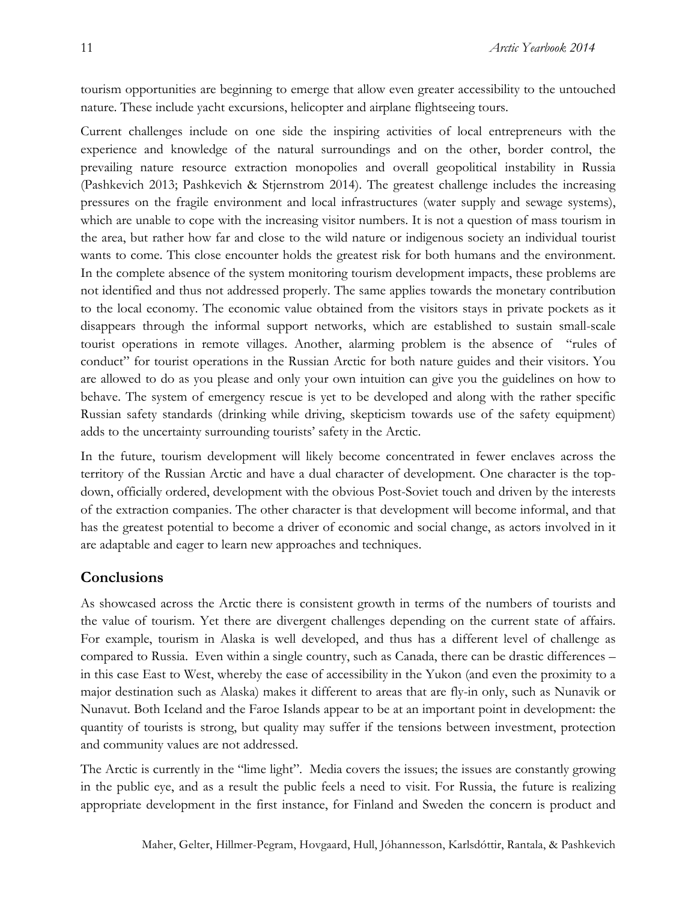tourism opportunities are beginning to emerge that allow even greater accessibility to the untouched nature. These include yacht excursions, helicopter and airplane flightseeing tours.

Current challenges include on one side the inspiring activities of local entrepreneurs with the experience and knowledge of the natural surroundings and on the other, border control, the prevailing nature resource extraction monopolies and overall geopolitical instability in Russia (Pashkevich 2013; Pashkevich & Stjernstrom 2014). The greatest challenge includes the increasing pressures on the fragile environment and local infrastructures (water supply and sewage systems), which are unable to cope with the increasing visitor numbers. It is not a question of mass tourism in the area, but rather how far and close to the wild nature or indigenous society an individual tourist wants to come. This close encounter holds the greatest risk for both humans and the environment. In the complete absence of the system monitoring tourism development impacts, these problems are not identified and thus not addressed properly. The same applies towards the monetary contribution to the local economy. The economic value obtained from the visitors stays in private pockets as it disappears through the informal support networks, which are established to sustain small-scale tourist operations in remote villages. Another, alarming problem is the absence of "rules of conduct" for tourist operations in the Russian Arctic for both nature guides and their visitors. You are allowed to do as you please and only your own intuition can give you the guidelines on how to behave. The system of emergency rescue is yet to be developed and along with the rather specific Russian safety standards (drinking while driving, skepticism towards use of the safety equipment) adds to the uncertainty surrounding tourists' safety in the Arctic.

In the future, tourism development will likely become concentrated in fewer enclaves across the territory of the Russian Arctic and have a dual character of development. One character is the top-down, officially ordered, development with the obvious Post-Soviet touch and driven by the interests of the extraction companies. The other character is that development will become informal, and that has the greatest potential to become a driver of economic and social change, as actors involved in it are adaptable and eager to learn new approaches and techniques.

## Conclusions

As showcased across the Arctic there is consistent growth in terms of the numbers of tourists and the value of tourism. Yet there are divergent challenges depending on the current state of affairs. For example, tourism in Alaska is well developed, and thus has a different level of challenge as compared to Russia. Even within a single country, such as Canada, there can be drastic differences – in this case East to West, whereby the ease of accessibility in the Yukon (and even the proximity to a major destination such as Alaska) makes it different to areas that are fly-in only, such as Nunavik or Nunavut. Both Iceland and the Faroe Islands appear to be at an important point in development: the quantity of tourists is strong, but quality may suffer if the tensions between investment, protection and community values are not addressed.

The Arctic is currently in the "lime light". Media covers the issues; the issues are constantly growing in the public eye, and as a result the public feels a need to visit. For Russia, the future is realizing appropriate development in the first instance, for Finland and Sweden the concern is product and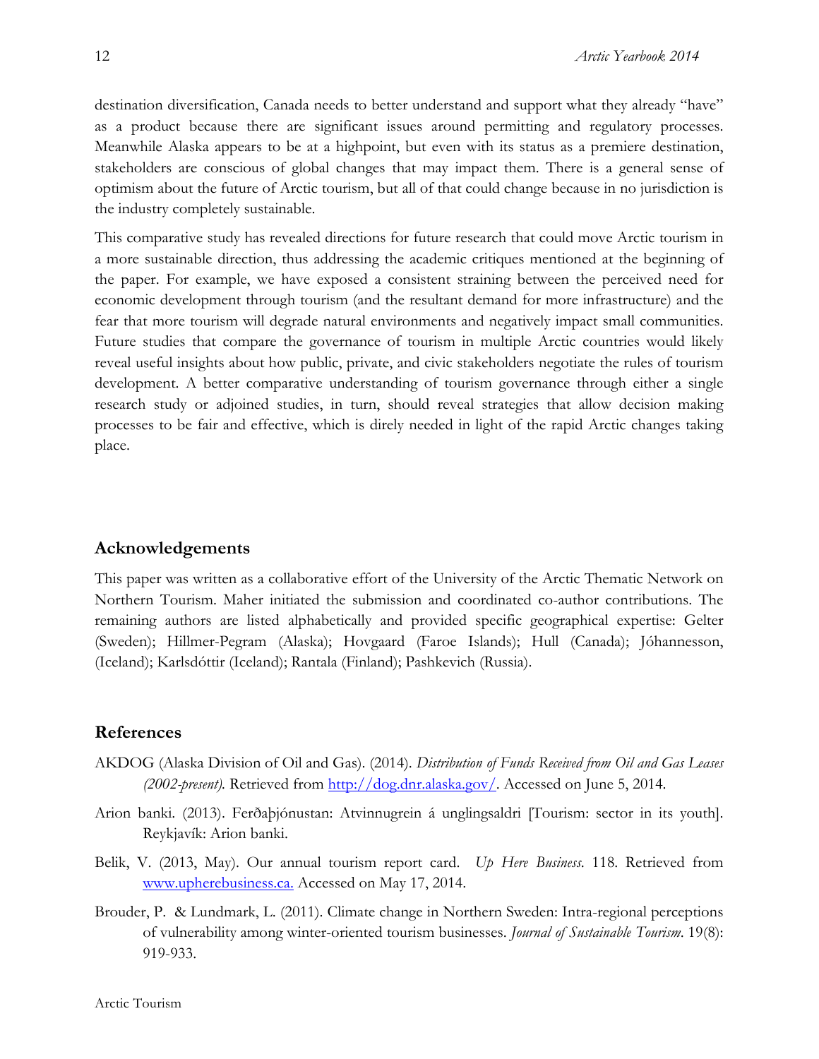destination diversification, Canada needs to better understand and support what they already "have" as a product because there are significant issues around permitting and regulatory processes. Meanwhile Alaska appears to be at a highpoint, but even with its status as a premiere destination, stakeholders are conscious of global changes that may impact them. There is a general sense of optimism about the future of Arctic tourism, but all of that could change because in no jurisdiction is the industry completely sustainable.

This comparative study has revealed directions for future research that could move Arctic tourism in a more sustainable direction, thus addressing the academic critiques mentioned at the beginning of the paper. For example, we have exposed a consistent straining between the perceived need for economic development through tourism (and the resultant demand for more infrastructure) and the fear that more tourism will degrade natural environments and negatively impact small communities. Future studies that compare the governance of tourism in multiple Arctic countries would likely reveal useful insights about how public, private, and civic stakeholders negotiate the rules of tourism development. A better comparative understanding of tourism governance through either a single research study or adjoined studies, in turn, should reveal strategies that allow decision making processes to be fair and effective, which is direly needed in light of the rapid Arctic changes taking place.

## Acknowledgements

This paper was written as a collaborative effort of the University of the Arctic Thematic Network on Northern Tourism. Maher initiated the submission and coordinated co-author contributions. The remaining authors are listed alphabetically and provided specific geographical expertise: Gelter (Sweden); Hillmer-Pegram (Alaska); Hovgaard (Faroe Islands); Hull (Canada); Jóhannesson, (Iceland); Karlsdóttir (Iceland); Rantala (Finland); Pashkevich (Russia).

## References

AKDOG (Alaska Division of Oil and Gas). (2014). *Distribution of Funds Received from Oil and Gas Leases (2002-present)*. Retrieved from http://dog.dnr.alaska.gov/. Accessed on June 5, 2014.

Arion banki. (2013). Ferðaþjónustan: Atvinnugrein á unglingsaldri [Tourism: sector in its youth]. Reykjavík: Arion banki.

Belik, V. (2013, May). Our annual tourism report card. *Up Here Business*. 118. Retrieved from www.upherebusiness.ca. Accessed on May 17, 2014.

Brouder, P. & Lundmark, L. (2011). Climate change in Northern Sweden: Intra-regional perceptions of vulnerability among winter-oriented tourism businesses. *Journal of Sustainable Tourism*. 19(8): 919-933.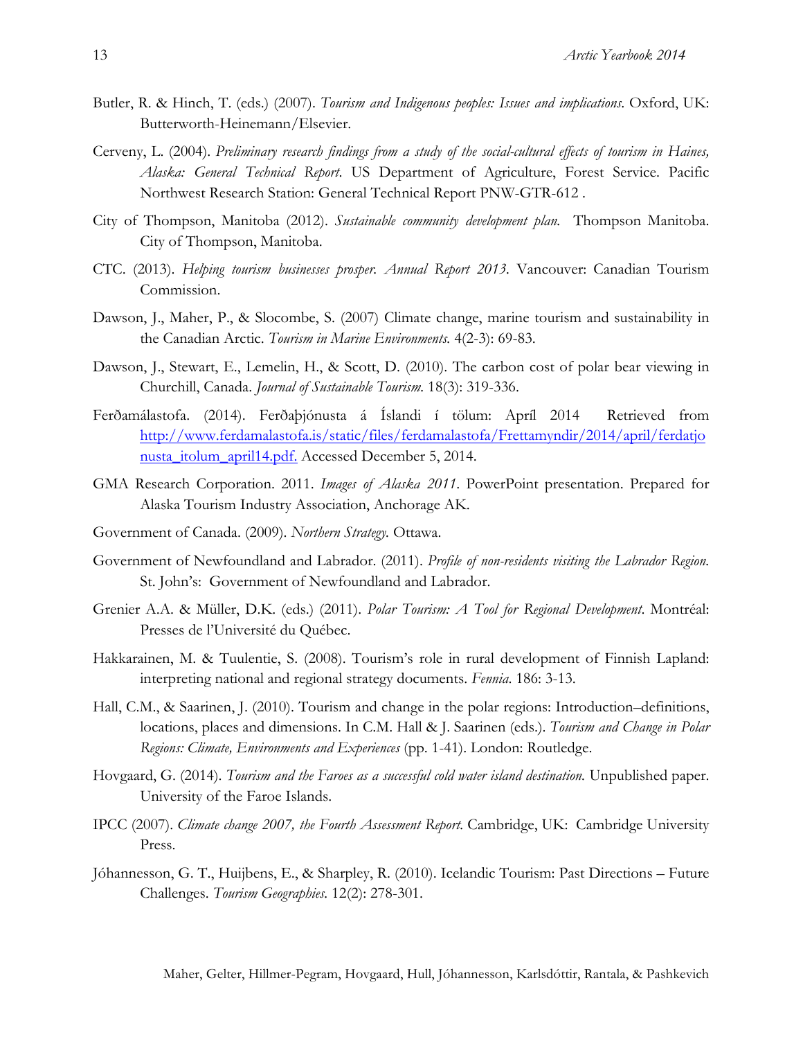Butler, R. & Hinch, T. (eds.) (2007). *Tourism and Indigenous peoples: Issues and implications*. Oxford, UK: Butterworth-Heinemann/Elsevier.

Cerveny, L. (2004). *Preliminary research findings from a study of the social-cultural effects of tourism in Haines, Alaska: General Technical Report*. US Department of Agriculture, Forest Service. Pacific Northwest Research Station: General Technical Report PNW-GTR-612 .

City of Thompson, Manitoba (2012). *Sustainable community development plan.* Thompson Manitoba. City of Thompson, Manitoba.

CTC. (2013). *Helping tourism businesses prosper. Annual Report 2013.* Vancouver: Canadian Tourism Commission.

Dawson, J., Maher, P., & Slocombe, S. (2007) Climate change, marine tourism and sustainability in the Canadian Arctic. *Tourism in Marine Environments.* 4(2-3): 69-83.

Dawson, J., Stewart, E., Lemelin, H., & Scott, D. (2010). The carbon cost of polar bear viewing in Churchill, Canada. *Journal of Sustainable Tourism.* 18(3): 319-336.

Ferðamálastofa. (2014). Ferðaþjónusta á Íslandi í tölum: Apríl 2014 Retrieved from http://www.ferdamalastofa.is/static/files/ferdamalastofa/Frettamyndir/2014/april/ferdatjonusta_itolum_april14.pdf. Accessed December 5, 2014.

GMA Research Corporation. 2011. *Images of Alaska 2011*. PowerPoint presentation. Prepared for Alaska Tourism Industry Association, Anchorage AK.

Government of Canada. (2009). *Northern Strategy.* Ottawa.

Government of Newfoundland and Labrador. (2011). *Profile of non-residents visiting the Labrador Region.* St. John's: Government of Newfoundland and Labrador.

Grenier A.A. & Müller, D.K. (eds.) (2011). *Polar Tourism: A Tool for Regional Development*. Montréal: Presses de l'Université du Québec.

Hakkarainen, M. & Tuulentie, S. (2008). Tourism's role in rural development of Finnish Lapland: interpreting national and regional strategy documents. *Fennia.* 186: 3-13.

Hall, C.M., & Saarinen, J. (2010). Tourism and change in the polar regions: Introduction–definitions, locations, places and dimensions. In C.M. Hall & J. Saarinen (eds.). *Tourism and Change in Polar Regions: Climate, Environments and Experiences* (pp. 1-41). London: Routledge.

Hovgaard, G. (2014). *Tourism and the Faroes as a successful cold water island destination.* Unpublished paper. University of the Faroe Islands.

IPCC (2007). *Climate change 2007, the Fourth Assessment Report.* Cambridge, UK: Cambridge University Press.

Jóhannesson, G. T., Huijbens, E., & Sharpley, R. (2010). Icelandic Tourism: Past Directions – Future Challenges. *Tourism Geographies.* 12(2): 278-301.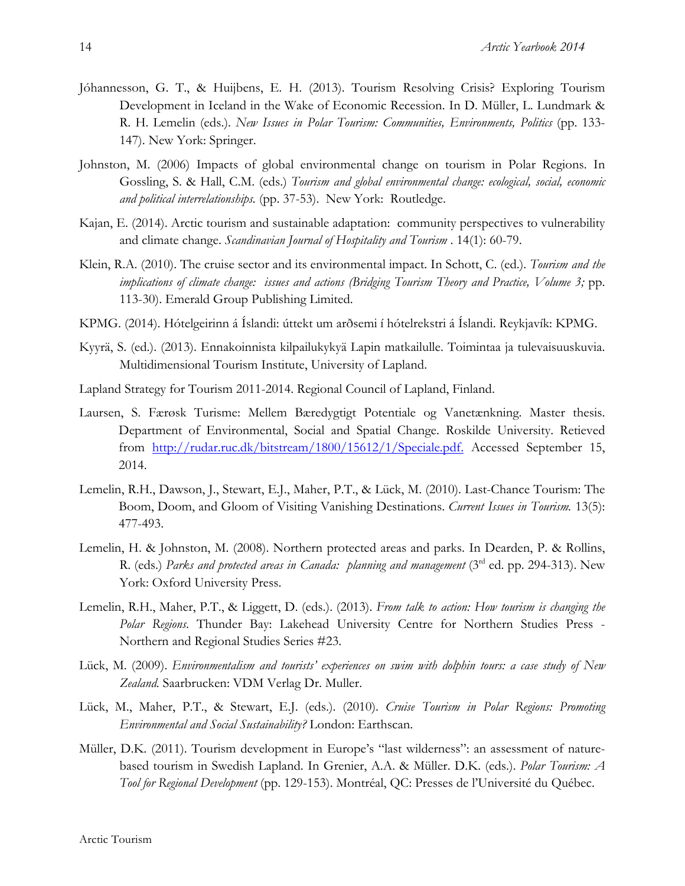Jóhannesson, G. T., & Huijbens, E. H. (2013). Tourism Resolving Crisis? Exploring Tourism Development in Iceland in the Wake of Economic Recession. In D. Müller, L. Lundmark & R. H. Lemelin (eds.). *New Issues in Polar Tourism: Communities, Environments, Politics* (pp. 133-147). New York: Springer.

Johnston, M. (2006) Impacts of global environmental change on tourism in Polar Regions. In Gossling, S. & Hall, C.M. (eds.) *Tourism and global environmental change: ecological, social, economic and political interrelationships.* (pp. 37-53). New York: Routledge.

Kajan, E. (2014). Arctic tourism and sustainable adaptation: community perspectives to vulnerability and climate change. *Scandinavian Journal of Hospitality and Tourism* . 14(1): 60-79.

Klein, R.A. (2010). The cruise sector and its environmental impact. In Schott, C. (ed.). *Tourism and the implications of climate change: issues and actions (Bridging Tourism Theory and Practice, Volume 3;* pp. 113-30). Emerald Group Publishing Limited.

KPMG. (2014). Hótelgeirinn á Íslandi: úttekt um arðsemi í hótelrekstri á Íslandi. Reykjavík: KPMG.

Kyyrä, S. (ed.). (2013). Ennakoinnista kilpailukykyä Lapin matkailulle. Toimintaa ja tulevaisuuskuvia. Multidimensional Tourism Institute, University of Lapland.

Lapland Strategy for Tourism 2011-2014. Regional Council of Lapland, Finland.

Laursen, S. Færøsk Turisme: Mellem Bæredygtigt Potentiale og Vanetænkning. Master thesis. Department of Environmental, Social and Spatial Change. Roskilde University. Retieved from http://rudar.ruc.dk/bitstream/1800/15612/1/Speciale.pdf. Accessed September 15, 2014.

Lemelin, R.H., Dawson, J., Stewart, E.J., Maher, P.T., & Lück, M. (2010). Last-Chance Tourism: The Boom, Doom, and Gloom of Visiting Vanishing Destinations. *Current Issues in Tourism.* 13(5): 477-493.

Lemelin, H. & Johnston, M. (2008). Northern protected areas and parks. In Dearden, P. & Rollins, R. (eds.) *Parks and protected areas in Canada: planning and management* (3rd ed. pp. 294-313). New York: Oxford University Press.

Lemelin, R.H., Maher, P.T., & Liggett, D. (eds.). (2013). *From talk to action: How tourism is changing the Polar Regions.* Thunder Bay: Lakehead University Centre for Northern Studies Press - Northern and Regional Studies Series #23.

Lück, M. (2009). *Environmentalism and tourists' experiences on swim with dolphin tours: a case study of New Zealand.* Saarbrucken: VDM Verlag Dr. Muller.

Lück, M., Maher, P.T., & Stewart, E.J. (eds.). (2010). *Cruise Tourism in Polar Regions: Promoting Environmental and Social Sustainability?* London: Earthscan.

Müller, D.K. (2011). Tourism development in Europe's "last wilderness": an assessment of nature-based tourism in Swedish Lapland. In Grenier, A.A. & Müller. D.K. (eds.). *Polar Tourism: A Tool for Regional Development* (pp. 129-153). Montréal, QC: Presses de l'Université du Québec.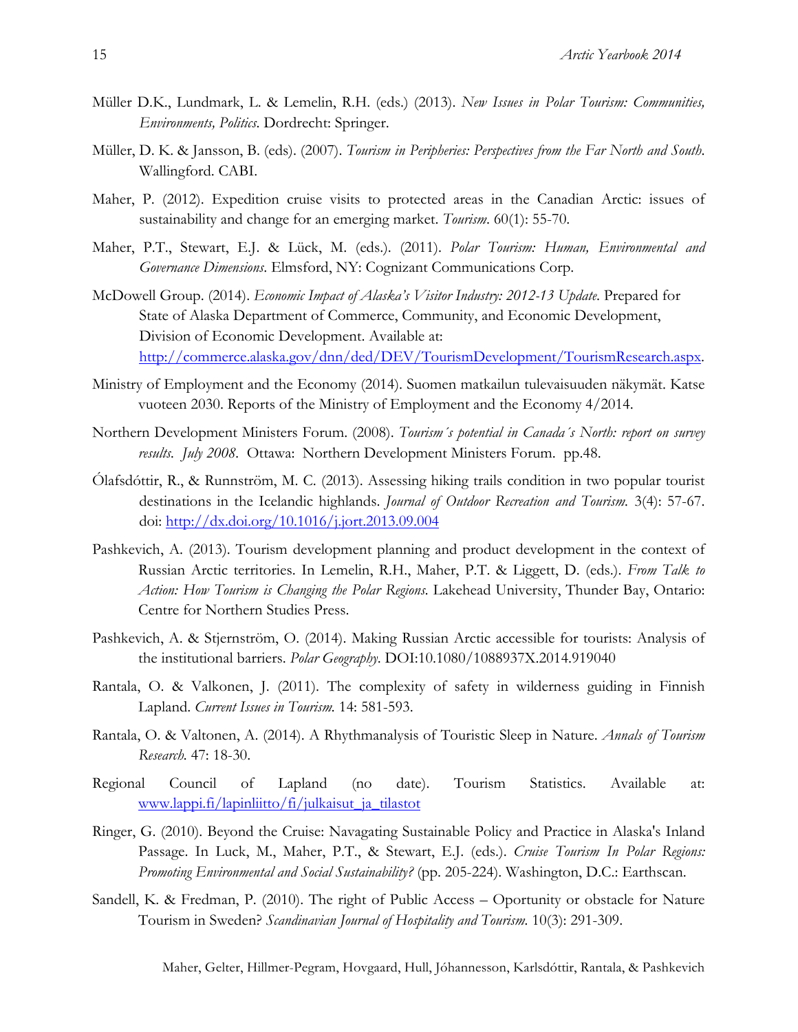Müller D.K., Lundmark, L. & Lemelin, R.H. (eds.) (2013). *New Issues in Polar Tourism: Communities, Environments, Politics*. Dordrecht: Springer.

Müller, D. K. & Jansson, B. (eds). (2007). *Tourism in Peripheries: Perspectives from the Far North and South*. Wallingford. CABI.

Maher, P. (2012). Expedition cruise visits to protected areas in the Canadian Arctic: issues of sustainability and change for an emerging market. *Tourism*. 60(1): 55-70.

Maher, P.T., Stewart, E.J. & Lück, M. (eds.). (2011). *Polar Tourism: Human, Environmental and Governance Dimensions*. Elmsford, NY: Cognizant Communications Corp.

McDowell Group. (2014). *Economic Impact of Alaska's Visitor Industry: 2012-13 Update*. Prepared for State of Alaska Department of Commerce, Community, and Economic Development, Division of Economic Development. Available at: http://commerce.alaska.gov/dnn/ded/DEV/TourismDevelopment/TourismResearch.aspx.

Ministry of Employment and the Economy (2014). Suomen matkailun tulevaisuuden näkymät. Katse vuoteen 2030. Reports of the Ministry of Employment and the Economy 4/2014.

Northern Development Ministers Forum. (2008). *Tourism´s potential in Canada´s North: report on survey results. July 2008*. Ottawa: Northern Development Ministers Forum. pp.48.

Ólafsdóttir, R., & Runnström, M. C. (2013). Assessing hiking trails condition in two popular tourist destinations in the Icelandic highlands. *Journal of Outdoor Recreation and Tourism*. 3(4): 57-67. doi: http://dx.doi.org/10.1016/j.jort.2013.09.004

Pashkevich, A. (2013). Tourism development planning and product development in the context of Russian Arctic territories. In Lemelin, R.H., Maher, P.T. & Liggett, D. (eds.). *From Talk to Action: How Tourism is Changing the Polar Regions*. Lakehead University, Thunder Bay, Ontario: Centre for Northern Studies Press.

Pashkevich, A. & Stjernström, O. (2014). Making Russian Arctic accessible for tourists: Analysis of the institutional barriers. *Polar Geography*. DOI:10.1080/1088937X.2014.919040

Rantala, O. & Valkonen, J. (2011). The complexity of safety in wilderness guiding in Finnish Lapland. *Current Issues in Tourism*. 14: 581-593.

Rantala, O. & Valtonen, A. (2014). A Rhythmanalysis of Touristic Sleep in Nature. *Annals of Tourism Research*. 47: 18-30.

Regional Council of Lapland (no date). Tourism Statistics. Available at: www.lappi.fi/lapinliitto/fi/julkaisut_ja_tilastot

Ringer, G. (2010). Beyond the Cruise: Navagating Sustainable Policy and Practice in Alaska's Inland Passage. In Luck, M., Maher, P.T., & Stewart, E.J. (eds.). *Cruise Tourism In Polar Regions: Promoting Environmental and Social Sustainability?* (pp. 205-224). Washington, D.C.: Earthscan.

Sandell, K. & Fredman, P. (2010). The right of Public Access – Oportunity or obstacle for Nature Tourism in Sweden? *Scandinavian Journal of Hospitality and Tourism*. 10(3): 291-309.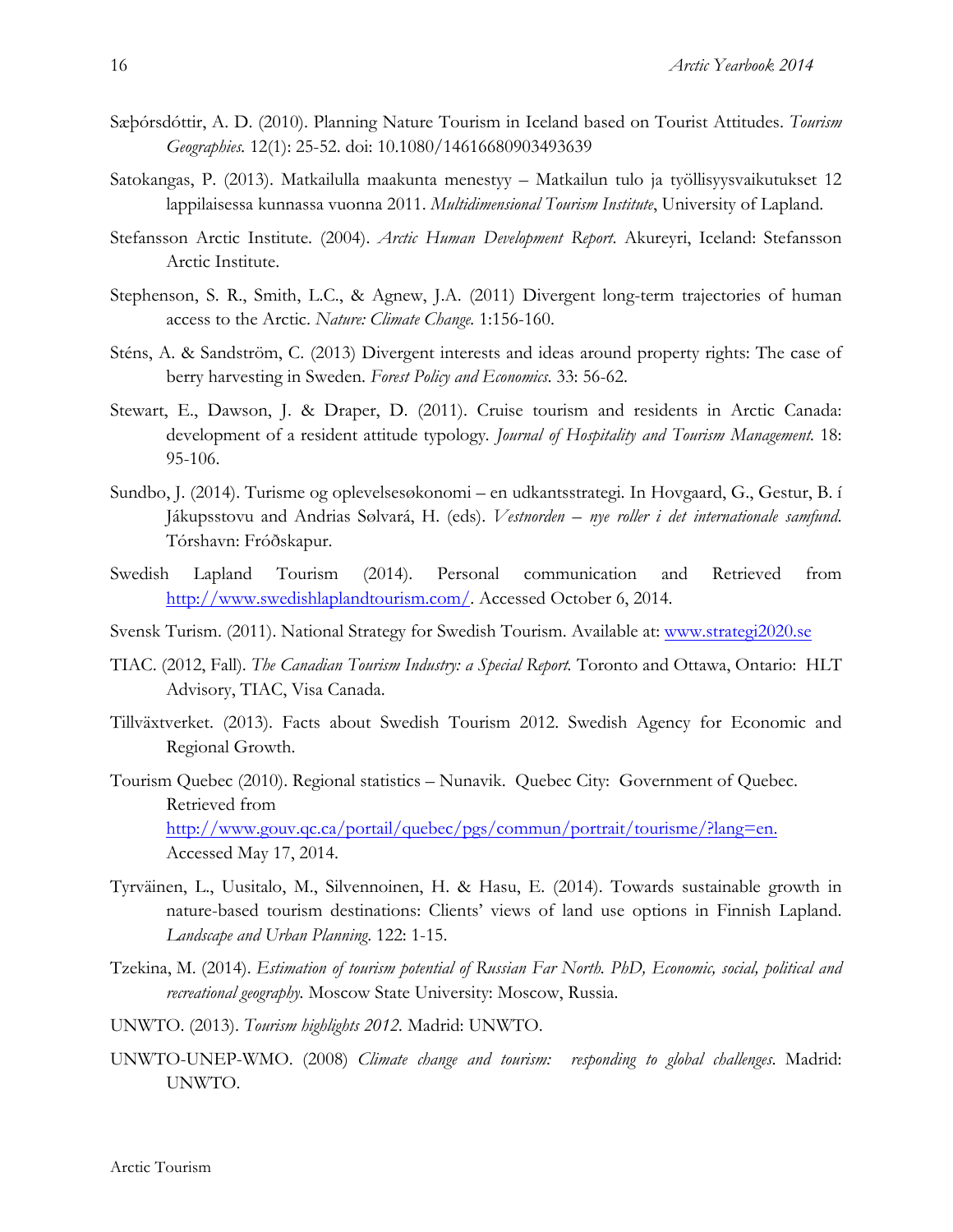Sæþórsdóttir, A. D. (2010). Planning Nature Tourism in Iceland based on Tourist Attitudes. *Tourism Geographies.* 12(1): 25-52. doi: 10.1080/14616680903493639

Satokangas, P. (2013). Matkailulla maakunta menestyy – Matkailun tulo ja työllisyysvaikutukset 12 lappilaisessa kunnassa vuonna 2011. *Multidimensional Tourism Institute*, University of Lapland.

Stefansson Arctic Institute. (2004). *Arctic Human Development Report.* Akureyri, Iceland: Stefansson Arctic Institute.

Stephenson, S. R., Smith, L.C., & Agnew, J.A. (2011) Divergent long-term trajectories of human access to the Arctic. *Nature: Climate Change.* 1:156-160.

Sténs, A. & Sandström, C. (2013) Divergent interests and ideas around property rights: The case of berry harvesting in Sweden. *Forest Policy and Economics.* 33: 56-62.

Stewart, E., Dawson, J. & Draper, D. (2011). Cruise tourism and residents in Arctic Canada: development of a resident attitude typology. *Journal of Hospitality and Tourism Management.* 18: 95-106.

Sundbo, J. (2014). Turisme og oplevelsesøkonomi – en udkantsstrategi. In Hovgaard, G., Gestur, B. í Jákupsstovu and Andrias Sølvará, H. (eds). *Vestnorden – nye roller i det internationale samfund.* Tórshavn: Fróðskapur.

Swedish Lapland Tourism (2014). Personal communication and Retrieved from http://www.swedishlaplandtourism.com/. Accessed October 6, 2014.

Svensk Turism. (2011). National Strategy for Swedish Tourism. Available at: www.strategi2020.se

TIAC. (2012, Fall). *The Canadian Tourism Industry: a Special Report.* Toronto and Ottawa, Ontario: HLT Advisory, TIAC, Visa Canada.

Tillväxtverket. (2013). Facts about Swedish Tourism 2012. Swedish Agency for Economic and Regional Growth.

Tourism Quebec (2010). Regional statistics – Nunavik. Quebec City: Government of Quebec. Retrieved from http://www.gouv.qc.ca/portail/quebec/pgs/commun/portrait/tourisme/?lang=en. Accessed May 17, 2014.

Tyrväinen, L., Uusitalo, M., Silvennoinen, H. & Hasu, E. (2014). Towards sustainable growth in nature-based tourism destinations: Clients' views of land use options in Finnish Lapland. *Landscape and Urban Planning.* 122: 1-15.

Tzekina, M. (2014). *Estimation of tourism potential of Russian Far North. PhD, Economic, social, political and recreational geography.* Moscow State University: Moscow, Russia.

UNWTO. (2013). *Tourism highlights 2012.* Madrid: UNWTO.

UNWTO-UNEP-WMO. (2008) *Climate change and tourism: responding to global challenges.* Madrid: UNWTO.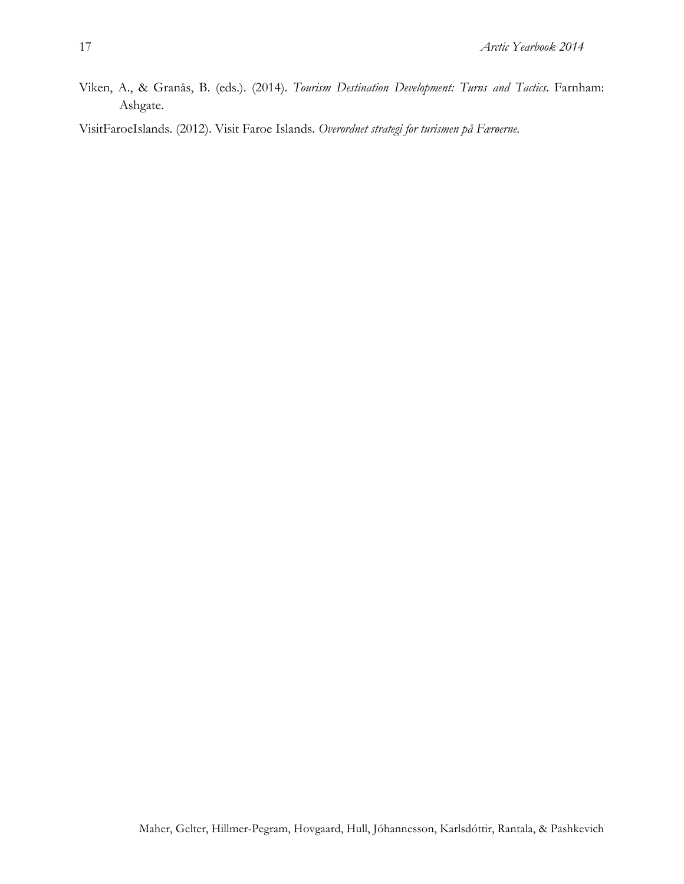Viken, A., & Granås, B. (eds.). (2014). *Tourism Destination Development: Turns and Tactics*. Farnham: Ashgate.

VisitFaroeIslands. (2012). Visit Faroe Islands. *Overordnet strategi for turismen på Færøerne.*